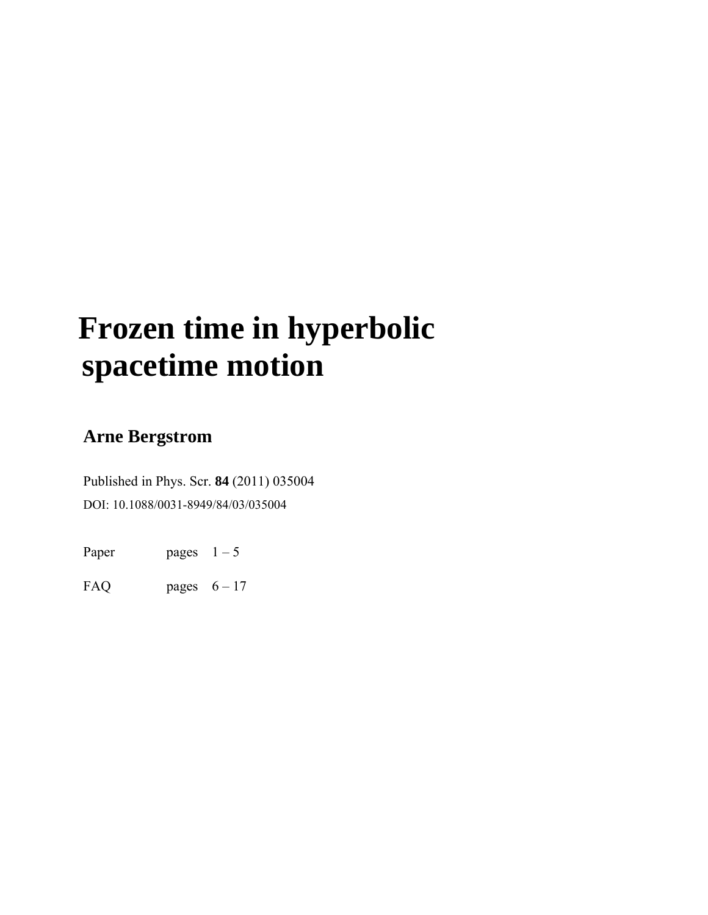# Frozen time in hyperbolic spacetime motion

**Arne Bergstrom**

Published in Phys. Scr. **84** (2011) 035004

DOI: 10.1088/0031-8949/84/03/035004

| | | |
|---|---|---|
| Paper | pages | 1 – 5 |
| FAQ | pages | 6 – 17 |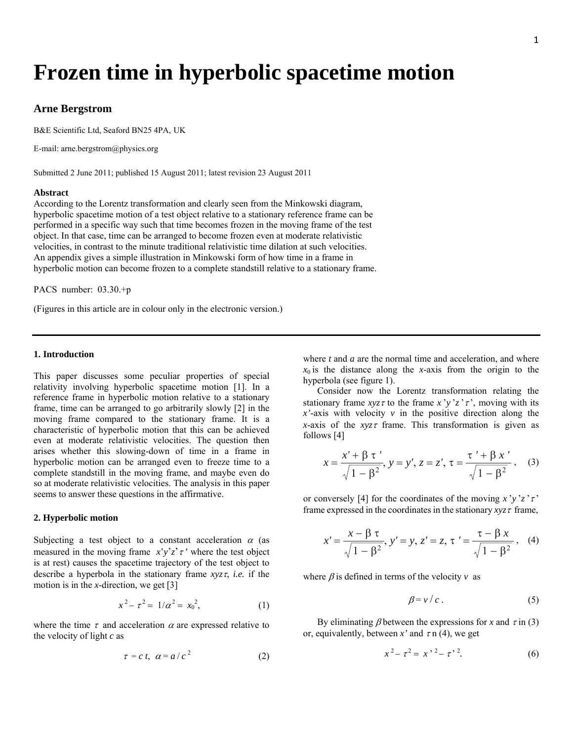# Frozen time in hyperbolic spacetime motion

### Arne Bergstrom

B&E Scientific Ltd, Seaford BN25 4PA, UK

E-mail: arne.bergstrom@physics.org

Submitted 2 June 2011; published 15 August 2011; latest revision 23 August 2011

#### Abstract

According to the Lorentz transformation and clearly seen from the Minkowski diagram, hyperbolic spacetime motion of a test object relative to a stationary reference frame can be performed in a specific way such that time becomes frozen in the moving frame of the test object. In that case, time can be arranged to become frozen even at moderate relativistic velocities, in contrast to the minute traditional relativistic time dilation at such velocities. An appendix gives a simple illustration in Minkowski form of how time in a frame in hyperbolic motion can become frozen to a complete standstill relative to a stationary frame.

PACS number: 03.30.+p

(Figures in this article are in colour only in the electronic version.)

---

#### 1. Introduction

This paper discusses some peculiar properties of special relativity involving hyperbolic spacetime motion [1]. In a reference frame in hyperbolic motion relative to a stationary frame, time can be arranged to go arbitrarily slowly [2] in the moving frame compared to the stationary frame. It is a characteristic of hyperbolic motion that this can be achieved even at moderate relativistic velocities. The question then arises whether this slowing-down of time in a frame in hyperbolic motion can be arranged even to freeze time to a complete standstill in the moving frame, and maybe even do so at moderate relativistic velocities. The analysis in this paper seems to answer these questions in the affirmative.

#### 2. Hyperbolic motion

Subjecting a test object to a constant acceleration $\alpha$ (as measured in the moving frame $x'y'z'\tau'$ where the test object is at rest) causes the spacetime trajectory of the test object to describe a hyperbola in the stationary frame $xyz\tau$, *i.e.* if the motion is in the $x$-direction, we get [3]

$$x^2 - \tau^2 = 1/\alpha^2 = x_0^2, \qquad (1)$$

where the time $\tau$ and acceleration $\alpha$ are expressed relative to the velocity of light $c$ as

$$\tau = c\,t, \quad \alpha = a / c^2 \qquad (2)$$

where $t$ and $a$ are the normal time and acceleration, and where $x_0$ is the distance along the $x$-axis from the origin to the hyperbola (see figure 1).

Consider now the Lorentz transformation relating the stationary frame $xyz\tau$ to the frame $x'y'z'\tau'$, moving with its $x'$-axis with velocity $v$ in the positive direction along the $x$-axis of the $xyz\tau$ frame. This transformation is given as follows [4]

$$x = \frac{x' + \beta\,\tau'}{\sqrt{1-\beta^2}},\; y = y',\; z = z',\; \tau = \frac{\tau' + \beta\,x'}{\sqrt{1-\beta^2}}, \qquad (3)$$

or conversely [4] for the coordinates of the moving $x'y'z'\tau'$ frame expressed in the coordinates in the stationary $xyz\tau$ frame,

$$x' = \frac{x - \beta\,\tau}{\sqrt{1-\beta^2}},\; y' = y,\; z' = z,\; \tau' = \frac{\tau - \beta\,x}{\sqrt{1-\beta^2}}, \qquad (4)$$

where $\beta$ is defined in terms of the velocity $v$ as

$$\beta = v / c\,. \qquad (5)$$

By eliminating $\beta$ between the expressions for $x$ and $\tau$ in (3) or, equivalently, between $x'$ and $\tau$ n (4), we get

$$x^2 - \tau^2 = x'^2 - \tau'^2. \qquad (6)$$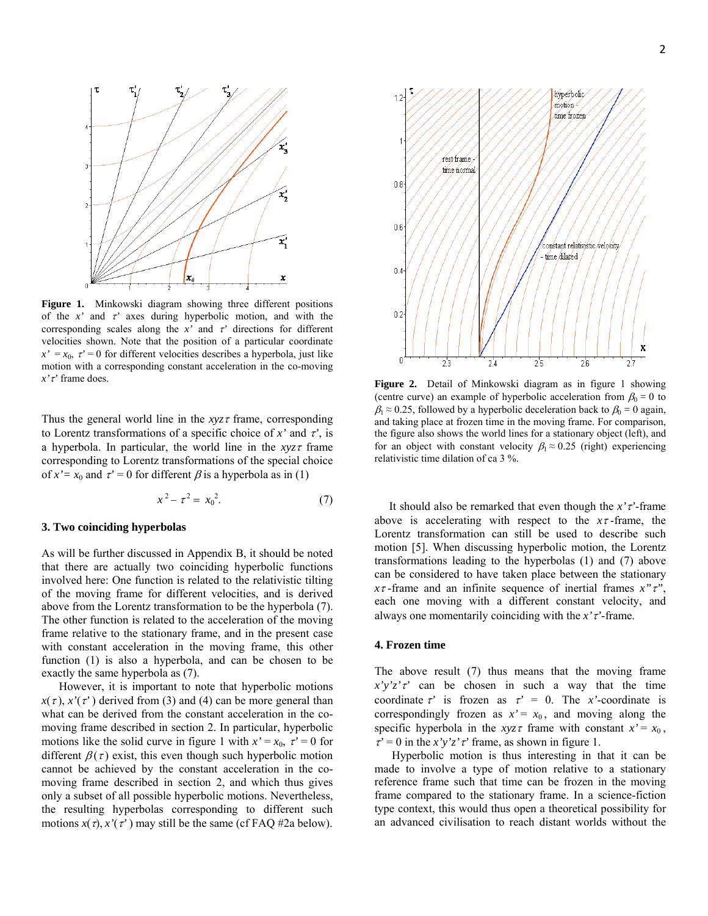**Figure 1.** Minkowski diagram showing three different positions of the $x'$ and $\tau'$ axes during hyperbolic motion, and with the corresponding scales along the $x'$ and $\tau'$ directions for different velocities shown. Note that the position of a particular coordinate $x' = x_0$, $\tau' = 0$ for different velocities describes a hyperbola, just like motion with a corresponding constant acceleration in the co-moving $x'\tau'$ frame does.

Thus the general world line in the $xyz\tau$ frame, corresponding to Lorentz transformations of a specific choice of $x'$ and $\tau'$, is a hyperbola. In particular, the world line in the $xyz\tau$ frame corresponding to Lorentz transformations of the special choice of $x' = x_0$ and $\tau' = 0$ for different $\beta$ is a hyperbola as in (1)

$$x^2 - \tau^2 = x_0^2. \qquad (7)$$

## 3. Two coinciding hyperbolas

As will be further discussed in Appendix B, it should be noted that there are actually two coinciding hyperbolic functions involved here: One function is related to the relativistic tilting of the moving frame for different velocities, and is derived above from the Lorentz transformation to be the hyperbola (7). The other function is related to the acceleration of the moving frame relative to the stationary frame, and in the present case with constant acceleration in the moving frame, this other function (1) is also a hyperbola, and can be chosen to be exactly the same hyperbola as (7).

However, it is important to note that hyperbolic motions $x(\tau)$, $x'(\tau')$ derived from (3) and (4) can be more general than what can be derived from the constant acceleration in the co-moving frame described in section 2. In particular, hyperbolic motions like the solid curve in figure 1 with $x' = x_0$, $\tau' = 0$ for different $\beta(\tau)$ exist, this even though such hyperbolic motion cannot be achieved by the constant acceleration in the co-moving frame described in section 2, and which thus gives only a subset of all possible hyperbolic motions. Nevertheless, the resulting hyperbolas corresponding to different such motions $x(\tau)$, $x'(\tau')$ may still be the same (cf FAQ #2a below).

**Figure 2.** Detail of Minkowski diagram as in figure 1 showing (centre curve) an example of hyperbolic acceleration from $\beta_0 = 0$ to $\beta_1 \approx 0.25$, followed by a hyperbolic deceleration back to $\beta_0 = 0$ again, and taking place at frozen time in the moving frame. For comparison, the figure also shows the world lines for a stationary object (left), and for an object with constant velocity $\beta_1 \approx 0.25$ (right) experiencing relativistic time dilation of ca 3 %.

It should also be remarked that even though the $x'\tau'$-frame above is accelerating with respect to the $x\tau$-frame, the Lorentz transformation can still be used to describe such motion [5]. When discussing hyperbolic motion, the Lorentz transformations leading to the hyperbolas (1) and (7) above can be considered to have taken place between the stationary $x\tau$-frame and an infinite sequence of inertial frames $x''\tau''$, each one moving with a different constant velocity, and always one momentarily coinciding with the $x'\tau'$-frame.

## 4. Frozen time

The above result (7) thus means that the moving frame $x'y'z'\tau'$ can be chosen in such a way that the time coordinate $\tau'$ is frozen as $\tau' = 0$. The $x'$-coordinate is correspondingly frozen as $x' = x_0$, and moving along the specific hyperbola in the $xyz\tau$ frame with constant $x' = x_0$, $\tau' = 0$ in the $x'y'z'\tau'$ frame, as shown in figure 1.

Hyperbolic motion is thus interesting in that it can be made to involve a type of motion relative to a stationary reference frame such that time can be frozen in the moving frame compared to the stationary frame. In a science-fiction type context, this would thus open a theoretical possibility for an advanced civilisation to reach distant worlds without the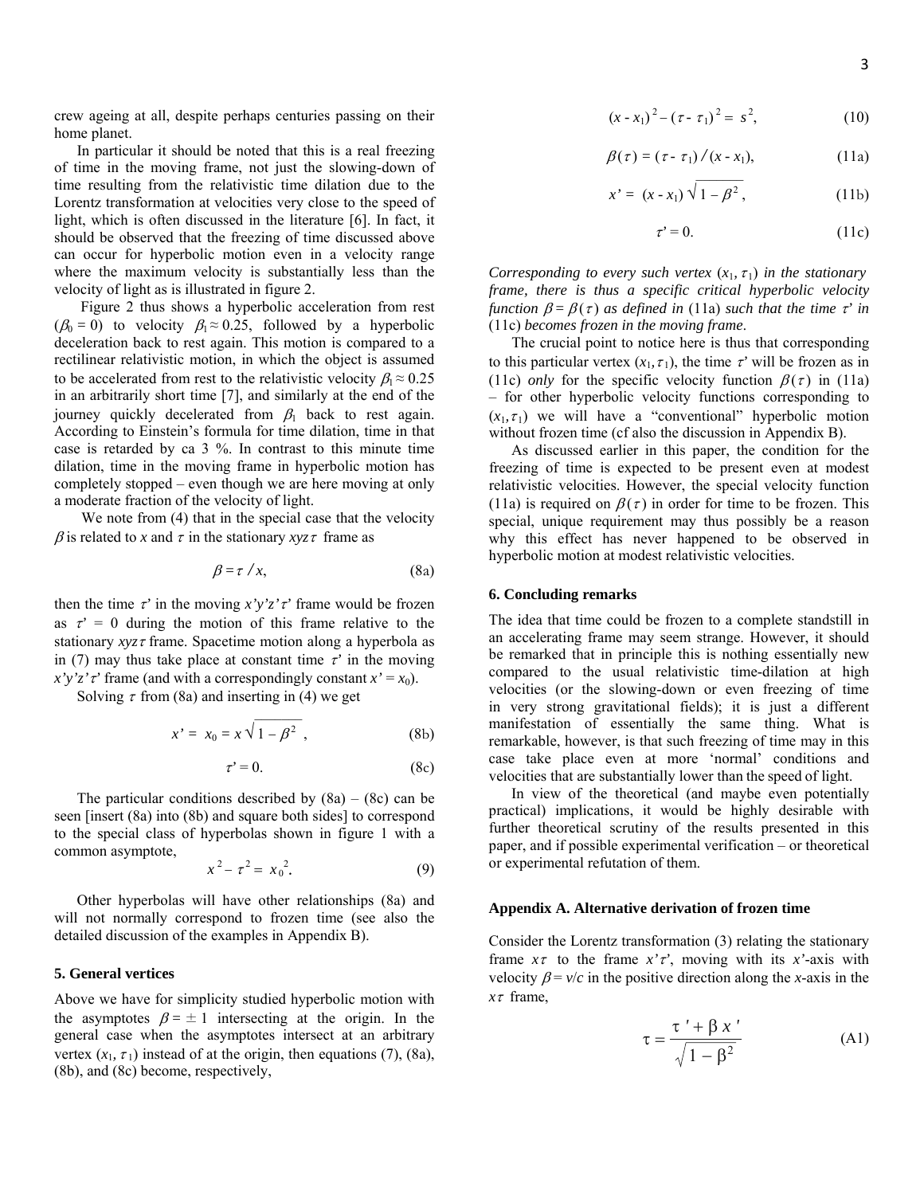crew ageing at all, despite perhaps centuries passing on their home planet.

In particular it should be noted that this is a real freezing of time in the moving frame, not just the slowing-down of time resulting from the relativistic time dilation due to the Lorentz transformation at velocities very close to the speed of light, which is often discussed in the literature [6]. In fact, it should be observed that the freezing of time discussed above can occur for hyperbolic motion even in a velocity range where the maximum velocity is substantially less than the velocity of light as is illustrated in figure 2.

Figure 2 thus shows a hyperbolic acceleration from rest ($\beta_0 = 0$) to velocity $\beta_1 \approx 0.25$, followed by a hyperbolic deceleration back to rest again. This motion is compared to a rectilinear relativistic motion, in which the object is assumed to be accelerated from rest to the relativistic velocity $\beta_1 \approx 0.25$ in an arbitrarily short time [7], and similarly at the end of the journey quickly decelerated from $\beta_1$ back to rest again. According to Einstein's formula for time dilation, time in that case is retarded by ca 3 %. In contrast to this minute time dilation, time in the moving frame in hyperbolic motion has completely stopped – even though we are here moving at only a moderate fraction of the velocity of light.

We note from (4) that in the special case that the velocity $\beta$ is related to $x$ and $\tau$ in the stationary $xyz\tau$ frame as

$$\beta = \tau / x, \tag{8a}$$

then the time $\tau'$ in the moving $x'y'z'\tau'$ frame would be frozen as $\tau' = 0$ during the motion of this frame relative to the stationary $xyz\tau$ frame. Spacetime motion along a hyperbola as in (7) may thus take place at constant time $\tau'$ in the moving $x'y'z'\tau'$ frame (and with a correspondingly constant $x' = x_0$).

Solving $\tau$ from (8a) and inserting in (4) we get

$$x' = x_0 = x\sqrt{1-\beta^2}\,, \tag{8b}$$

$$\tau' = 0. \tag{8c}$$

The particular conditions described by (8a) – (8c) can be seen [insert (8a) into (8b) and square both sides] to correspond to the special class of hyperbolas shown in figure 1 with a common asymptote,

$$x^2 - \tau^2 = x_0^{\,2}. \tag{9}$$

Other hyperbolas will have other relationships (8a) and will not normally correspond to frozen time (see also the detailed discussion of the examples in Appendix B).

## 5. General vertices

Above we have for simplicity studied hyperbolic motion with the asymptotes $\beta = \pm 1$ intersecting at the origin. In the general case when the asymptotes intersect at an arbitrary vertex $(x_1, \tau_1)$ instead of at the origin, then equations (7), (8a), (8b), and (8c) become, respectively,

$$(x - x_1)^2 - (\tau - \tau_1)^2 = s^2, \tag{10}$$

$$\beta(\tau) = (\tau - \tau_1) / (x - x_1), \tag{11a}$$

$$x' = (x - x_1)\sqrt{1-\beta^2}\,, \tag{11b}$$

$$\tau' = 0. \tag{11c}$$

*Corresponding to every such vertex* $(x_1, \tau_1)$ *in the stationary frame, there is thus a specific critical hyperbolic velocity function* $\beta = \beta(\tau)$ *as defined in* (11a) *such that the time* $\tau'$ *in* (11c) *becomes frozen in the moving frame*.

The crucial point to notice here is thus that corresponding to this particular vertex $(x_1, \tau_1)$, the time $\tau'$ will be frozen as in (11c) *only* for the specific velocity function $\beta(\tau)$ in (11a) – for other hyperbolic velocity functions corresponding to $(x_1, \tau_1)$ we will have a "conventional" hyperbolic motion without frozen time (cf also the discussion in Appendix B).

As discussed earlier in this paper, the condition for the freezing of time is expected to be present even at modest relativistic velocities. However, the special velocity function (11a) is required on $\beta(\tau)$ in order for time to be frozen. This special, unique requirement may thus possibly be a reason why this effect has never happened to be observed in hyperbolic motion at modest relativistic velocities.

## 6. Concluding remarks

The idea that time could be frozen to a complete standstill in an accelerating frame may seem strange. However, it should be remarked that in principle this is nothing essentially new compared to the usual relativistic time-dilation at high velocities (or the slowing-down or even freezing of time in very strong gravitational fields); it is just a different manifestation of essentially the same thing. What is remarkable, however, is that such freezing of time may in this case take place even at more 'normal' conditions and velocities that are substantially lower than the speed of light.

In view of the theoretical (and maybe even potentially practical) implications, it would be highly desirable with further theoretical scrutiny of the results presented in this paper, and if possible experimental verification – or theoretical or experimental refutation of them.

## Appendix A. Alternative derivation of frozen time

Consider the Lorentz transformation (3) relating the stationary frame $x\tau$ to the frame $x'\tau'$, moving with its $x'$-axis with velocity $\beta = v/c$ in the positive direction along the $x$-axis in the $x\tau$ frame,

$$\tau = \frac{\tau' + \beta x'}{\sqrt{1-\beta^2}} \tag{A1}$$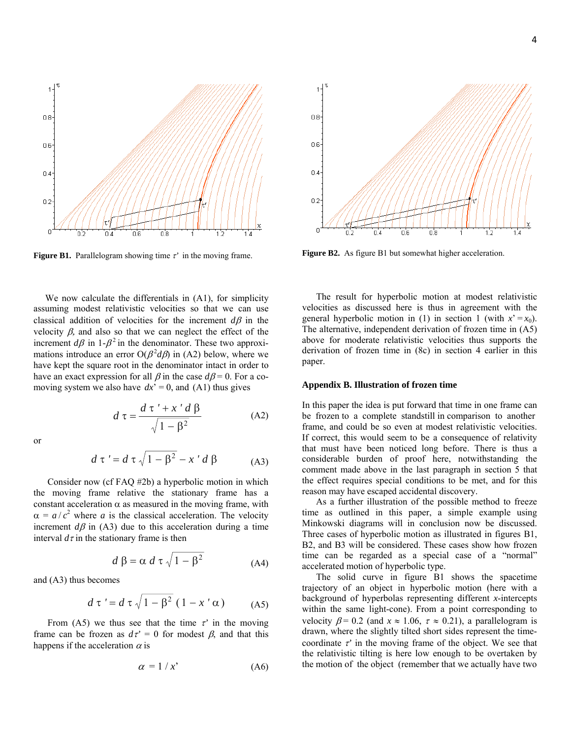Figure B1. Parallelogram showing time $\tau'$ in the moving frame.

Figure B2. As figure B1 but somewhat higher acceleration.

We now calculate the differentials in (A1), for simplicity assuming modest relativistic velocities so that we can use classical addition of velocities for the increment $d\beta$ in the velocity $\beta$, and also so that we can neglect the effect of the increment $d\beta$ in $1-\beta^2$ in the denominator. These two approximations introduce an error $O(\beta^2 d\beta)$ in (A2) below, where we have kept the square root in the denominator intact in order to have an exact expression for all $\beta$ in the case $d\beta = 0$. For a co-moving system we also have $dx' = 0$, and (A1) thus gives

$$d\tau = \frac{d\tau' + x' d\beta}{\sqrt{1-\beta^2}} \tag{A2}$$

or

$$d\tau' = d\tau \sqrt{1-\beta^2} - x' d\beta \tag{A3}$$

Consider now (cf FAQ #2b) a hyperbolic motion in which the moving frame relative the stationary frame has a constant acceleration $\alpha$ as measured in the moving frame, with $\alpha = a/c^2$ where $a$ is the classical acceleration. The velocity increment $d\beta$ in (A3) due to this acceleration during a time interval $d\tau$ in the stationary frame is then

$$d\beta = \alpha \, d\tau \sqrt{1-\beta^2} \tag{A4}$$

and (A3) thus becomes

$$d\tau' = d\tau \sqrt{1-\beta^2} \, (1 - x'\alpha) \tag{A5}$$

From (A5) we thus see that the time $\tau'$ in the moving frame can be frozen as $d\tau' = 0$ for modest $\beta$, and that this happens if the acceleration $\alpha$ is

$$\alpha = 1/x' \tag{A6}$$

The result for hyperbolic motion at modest relativistic velocities as discussed here is thus in agreement with the general hyperbolic motion in (1) in section 1 (with $x' = x_0$). The alternative, independent derivation of frozen time in (A5) above for moderate relativistic velocities thus supports the derivation of frozen time in (8c) in section 4 earlier in this paper.

## Appendix B. Illustration of frozen time

In this paper the idea is put forward that time in one frame can be frozen to a complete standstill in comparison to another frame, and could be so even at modest relativistic velocities. If correct, this would seem to be a consequence of relativity that must have been noticed long before. There is thus a considerable burden of proof here, notwithstanding the comment made above in the last paragraph in section 5 that the effect requires special conditions to be met, and for this reason may have escaped accidental discovery.

As a further illustration of the possible method to freeze time as outlined in this paper, a simple example using Minkowski diagrams will in conclusion now be discussed. Three cases of hyperbolic motion as illustrated in figures B1, B2, and B3 will be considered. These cases show how frozen time can be regarded as a special case of a "normal" accelerated motion of hyperbolic type.

The solid curve in figure B1 shows the spacetime trajectory of an object in hyperbolic motion (here with a background of hyperbolas representing different $x$-intercepts within the same light-cone). From a point corresponding to velocity $\beta = 0.2$ (and $x \approx 1.06$, $\tau \approx 0.21$), a parallelogram is drawn, where the slightly tilted short sides represent the time-coordinate $\tau'$ in the moving frame of the object. We see that the relativistic tilting is here low enough to be overtaken by the motion of the object (remember that we actually have two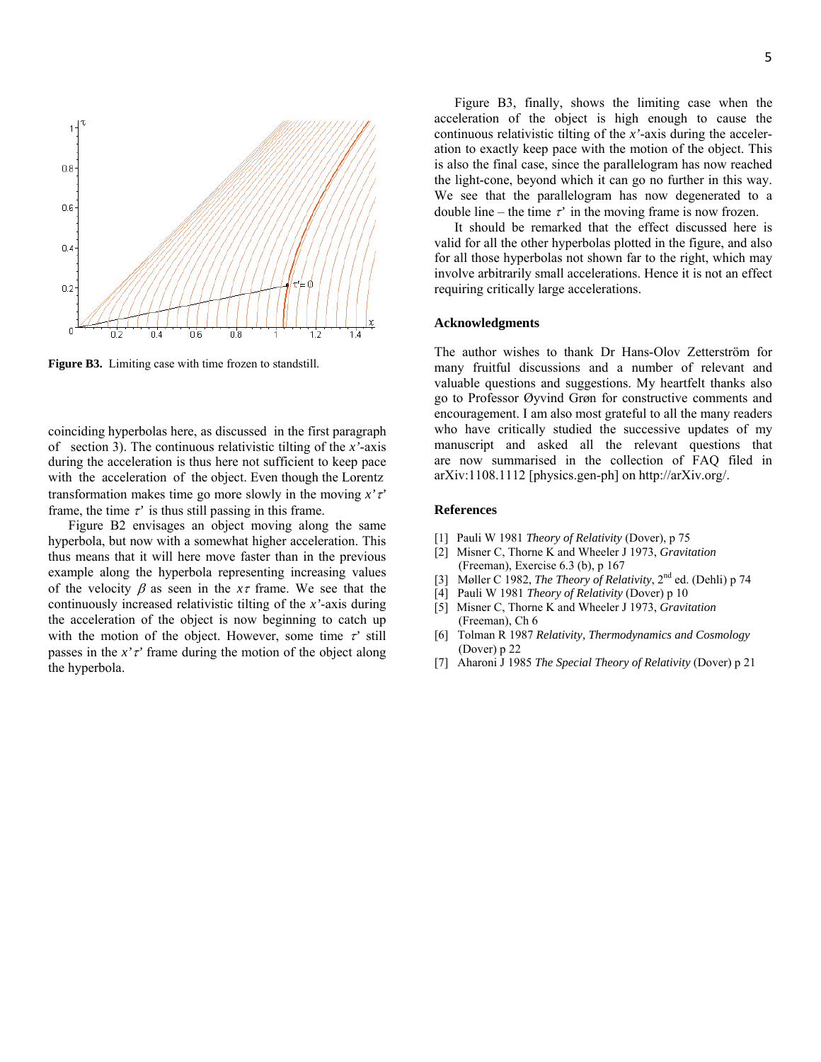**Figure B3.** Limiting case with time frozen to standstill.

coinciding hyperbolas here, as discussed in the first paragraph of section 3). The continuous relativistic tilting of the *x'*-axis during the acceleration is thus here not sufficient to keep pace with the acceleration of the object. Even though the Lorentz transformation makes time go more slowly in the moving $x'\tau'$ frame, the time $\tau'$ is thus still passing in this frame.

Figure B2 envisages an object moving along the same hyperbola, but now with a somewhat higher acceleration. This thus means that it will here move faster than in the previous example along the hyperbola representing increasing values of the velocity $\beta$ as seen in the $x\tau$ frame. We see that the continuously increased relativistic tilting of the *x'*-axis during the acceleration of the object is now beginning to catch up with the motion of the object. However, some time $\tau'$ still passes in the $x'\tau'$ frame during the motion of the object along the hyperbola.

Figure B3, finally, shows the limiting case when the acceleration of the object is high enough to cause the continuous relativistic tilting of the *x'*-axis during the acceleration to exactly keep pace with the motion of the object. This is also the final case, since the parallelogram has now reached the light-cone, beyond which it can go no further in this way. We see that the parallelogram has now degenerated to a double line – the time $\tau'$ in the moving frame is now frozen.

It should be remarked that the effect discussed here is valid for all the other hyperbolas plotted in the figure, and also for all those hyperbolas not shown far to the right, which may involve arbitrarily small accelerations. Hence it is not an effect requiring critically large accelerations.

## Acknowledgments

The author wishes to thank Dr Hans-Olov Zetterström for many fruitful discussions and a number of relevant and valuable questions and suggestions. My heartfelt thanks also go to Professor Øyvind Grøn for constructive comments and encouragement. I am also most grateful to all the many readers who have critically studied the successive updates of my manuscript and asked all the relevant questions that are now summarised in the collection of FAQ filed in arXiv:1108.1112 [physics.gen-ph] on http://arXiv.org/.

## References

[1] Pauli W 1981 *Theory of Relativity* (Dover), p 75
[2] Misner C, Thorne K and Wheeler J 1973, *Gravitation* (Freeman), Exercise 6.3 (b), p 167
[3] Møller C 1982, *The Theory of Relativity*, 2nd ed. (Dehli) p 74
[4] Pauli W 1981 *Theory of Relativity* (Dover) p 10
[5] Misner C, Thorne K and Wheeler J 1973, *Gravitation* (Freeman), Ch 6
[6] Tolman R 1987 *Relativity, Thermodynamics and Cosmology* (Dover) p 22
[7] Aharoni J 1985 *The Special Theory of Relativity* (Dover) p 21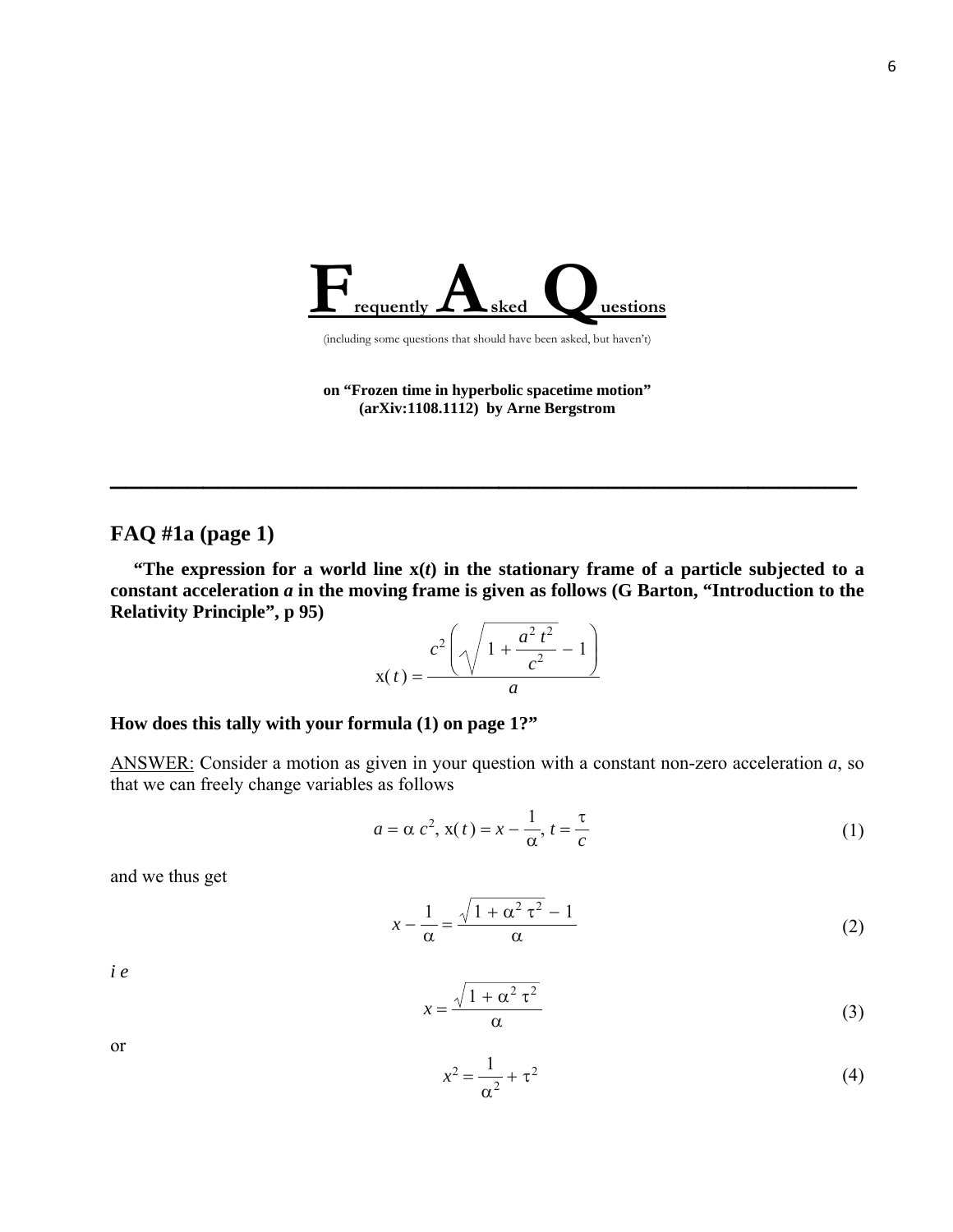# **F**requently **A**sked **Q**uestions

(including some questions that should have been asked, but haven't)

**on "Frozen time in hyperbolic spacetime motion" (arXiv:1108.1112) by Arne Bergstrom**

---

## FAQ #1a (page 1)

**"The expression for a world line x(*t*) in the stationary frame of a particle subjected to a constant acceleration *a* in the moving frame is given as follows (G Barton, "Introduction to the Relativity Principle", p 95)**

$$\mathrm{x}(t) = \frac{c^2\left(\sqrt{1+\frac{a^2\,t^2}{c^2}}-1\right)}{a}$$

**How does this tally with your formula (1) on page 1?"**

ANSWER: Consider a motion as given in your question with a constant non-zero acceleration *a*, so that we can freely change variables as follows

$$a = \alpha\, c^2,\ \mathrm{x}(t) = x - \frac{1}{\alpha},\ t = \frac{\tau}{c} \tag{1}$$

and we thus get

$$x - \frac{1}{\alpha} = \frac{\sqrt{1+\alpha^2\,\tau^2}-1}{\alpha} \tag{2}$$

*i e*

$$x = \frac{\sqrt{1+\alpha^2\,\tau^2}}{\alpha} \tag{3}$$

or

$$x^2 = \frac{1}{\alpha^2} + \tau^2 \tag{4}$$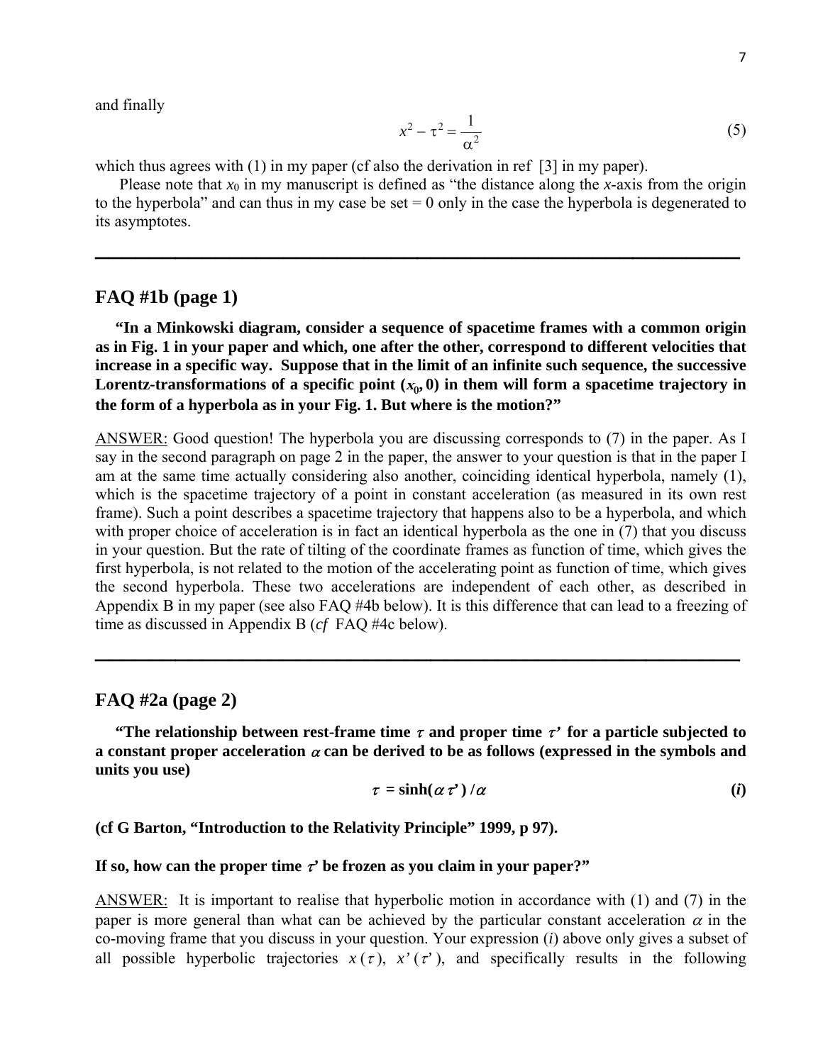and finally

$$x^2 - \tau^2 = \frac{1}{\alpha^2} \tag{5}$$

which thus agrees with (1) in my paper (cf also the derivation in ref [3] in my paper).

Please note that $x_0$ in my manuscript is defined as "the distance along the *x*-axis from the origin to the hyperbola" and can thus in my case be set = 0 only in the case the hyperbola is degenerated to its asymptotes.

---

## FAQ #1b (page 1)

**"In a Minkowski diagram, consider a sequence of spacetime frames with a common origin as in Fig. 1 in your paper and which, one after the other, correspond to different velocities that increase in a specific way. Suppose that in the limit of an infinite such sequence, the successive Lorentz-transformations of a specific point ($x_0$, 0) in them will form a spacetime trajectory in the form of a hyperbola as in your Fig. 1. But where is the motion?"**

ANSWER: Good question! The hyperbola you are discussing corresponds to (7) in the paper. As I say in the second paragraph on page 2 in the paper, the answer to your question is that in the paper I am at the same time actually considering also another, coinciding identical hyperbola, namely (1), which is the spacetime trajectory of a point in constant acceleration (as measured in its own rest frame). Such a point describes a spacetime trajectory that happens also to be a hyperbola, and which with proper choice of acceleration is in fact an identical hyperbola as the one in (7) that you discuss in your question. But the rate of tilting of the coordinate frames as function of time, which gives the first hyperbola, is not related to the motion of the accelerating point as function of time, which gives the second hyperbola. These two accelerations are independent of each other, as described in Appendix B in my paper (see also FAQ #4b below). It is this difference that can lead to a freezing of time as discussed in Appendix B (*cf* FAQ #4c below).

---

## FAQ #2a (page 2)

**"The relationship between rest-frame time $\tau$ and proper time $\tau'$ for a particle subjected to a constant proper acceleration $\alpha$ can be derived to be as follows (expressed in the symbols and units you use)**

$$\tau = \sinh(\alpha \tau') / \alpha \tag{i}$$

**(cf G Barton, "Introduction to the Relativity Principle" 1999, p 97).**

**If so, how can the proper time $\tau'$ be frozen as you claim in your paper?"**

ANSWER: It is important to realise that hyperbolic motion in accordance with (1) and (7) in the paper is more general than what can be achieved by the particular constant acceleration $\alpha$ in the co-moving frame that you discuss in your question. Your expression (*i*) above only gives a subset of all possible hyperbolic trajectories $x(\tau)$, $x'(\tau')$, and specifically results in the following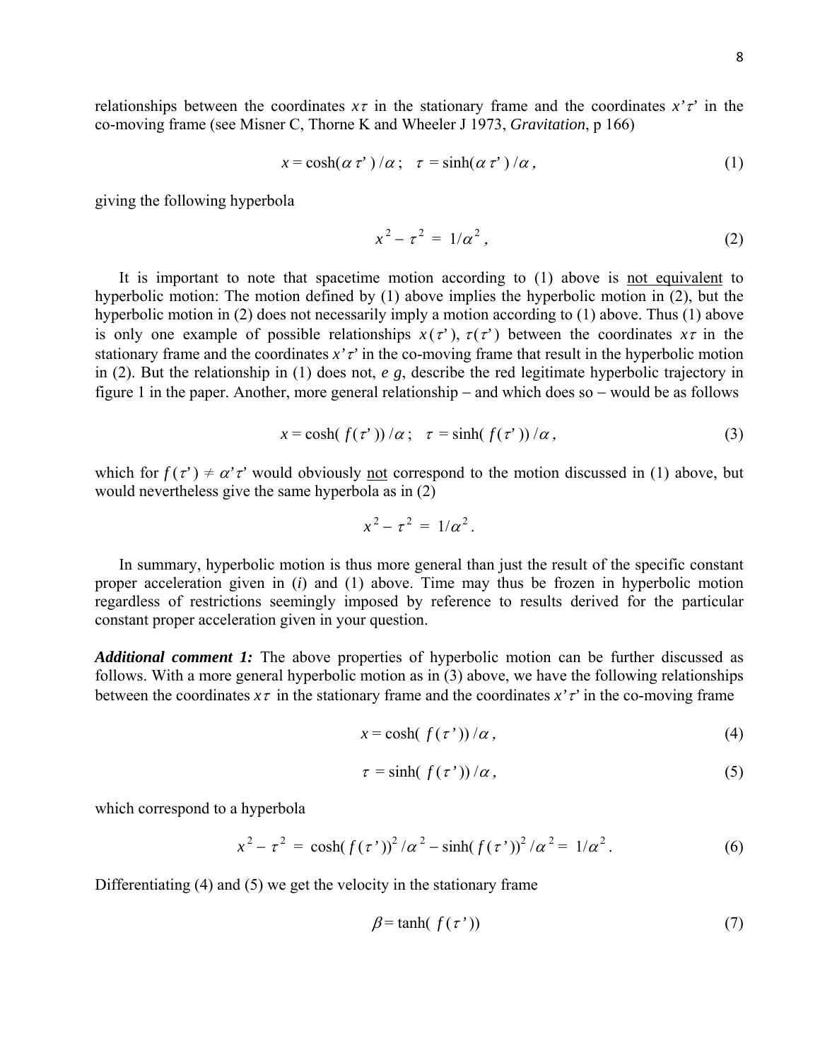relationships between the coordinates $x\tau$ in the stationary frame and the coordinates $x'\tau'$ in the co-moving frame (see Misner C, Thorne K and Wheeler J 1973, *Gravitation*, p 166)

$$x = \cosh(\alpha\,\tau'\,)\,/\alpha\,; \quad \tau = \sinh(\alpha\,\tau'\,)\,/\alpha\,, \tag{1}$$

giving the following hyperbola

$$x^2 - \tau^2 \;=\; 1/\alpha^2\,, \tag{2}$$

It is important to note that spacetime motion according to (1) above is <u>not equivalent</u> to hyperbolic motion: The motion defined by (1) above implies the hyperbolic motion in (2), but the hyperbolic motion in (2) does not necessarily imply a motion according to (1) above. Thus (1) above is only one example of possible relationships $x(\tau')$, $\tau(\tau')$ between the coordinates $x\tau$ in the stationary frame and the coordinates $x'\tau'$ in the co-moving frame that result in the hyperbolic motion in (2). But the relationship in (1) does not, *e g*, describe the red legitimate hyperbolic trajectory in figure 1 in the paper. Another, more general relationship − and which does so − would be as follows

$$x = \cosh(\,f(\tau'\,))\,/\alpha\,; \quad \tau = \sinh(\,f(\tau'\,))\,/\alpha\,, \tag{3}$$

which for $f(\tau') \neq \alpha'\tau'$ would obviously <u>not</u> correspond to the motion discussed in (1) above, but would nevertheless give the same hyperbola as in (2)

$$x^2 - \tau^2 \;=\; 1/\alpha^2\,.$$

In summary, hyperbolic motion is thus more general than just the result of the specific constant proper acceleration given in (*i*) and (1) above. Time may thus be frozen in hyperbolic motion regardless of restrictions seemingly imposed by reference to results derived for the particular constant proper acceleration given in your question.

***Additional comment 1:*** The above properties of hyperbolic motion can be further discussed as follows. With a more general hyperbolic motion as in (3) above, we have the following relationships between the coordinates $x\tau$ in the stationary frame and the coordinates $x'\tau'$ in the co-moving frame

$$x = \cosh(\,f(\tau'))\,/\alpha\,, \tag{4}$$

$$\tau = \sinh(\,f(\tau'))\,/\alpha\,, \tag{5}$$

which correspond to a hyperbola

$$x^2 - \tau^2 \;=\; \cosh(\,f(\tau'))^2\,/\alpha^2 - \sinh(\,f(\tau'))^2\,/\alpha^2 = \;1/\alpha^2\,. \tag{6}$$

Differentiating (4) and (5) we get the velocity in the stationary frame

$$\beta = \tanh(\,f(\tau')) \tag{7}$$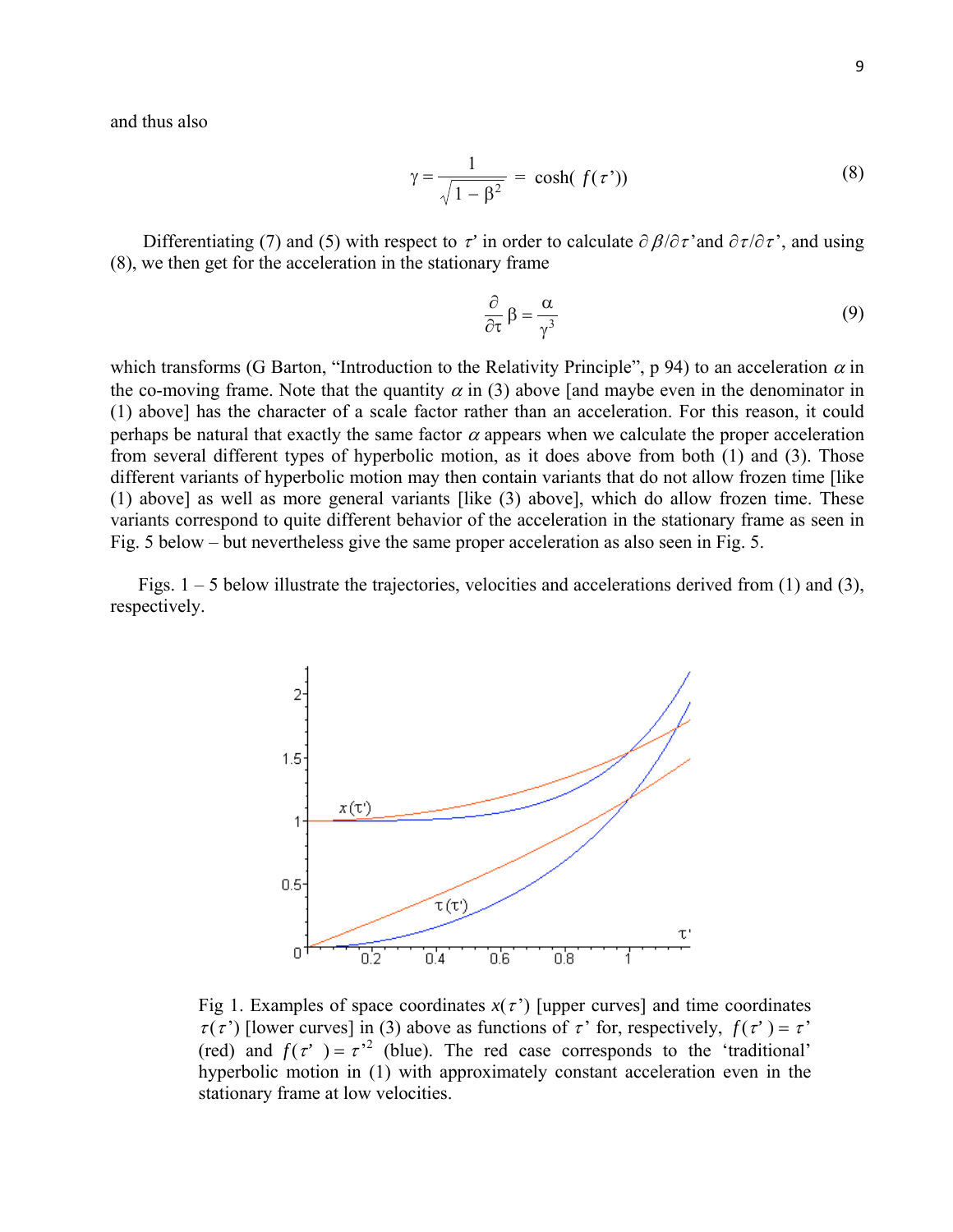and thus also

$$\gamma = \frac{1}{\sqrt{1-\beta^2}} = \cosh(\,f(\tau'))\tag{8}$$

Differentiating (7) and (5) with respect to $\tau'$ in order to calculate $\partial\beta/\partial\tau'$and $\partial\tau/\partial\tau'$, and using (8), we then get for the acceleration in the stationary frame

$$\frac{\partial}{\partial\tau}\beta = \frac{\alpha}{\gamma^3}\tag{9}$$

which transforms (G Barton, "Introduction to the Relativity Principle", p 94) to an acceleration $\alpha$ in the co-moving frame. Note that the quantity $\alpha$ in (3) above [and maybe even in the denominator in (1) above] has the character of a scale factor rather than an acceleration. For this reason, it could perhaps be natural that exactly the same factor $\alpha$ appears when we calculate the proper acceleration from several different types of hyperbolic motion, as it does above from both (1) and (3). Those different variants of hyperbolic motion may then contain variants that do not allow frozen time [like (1) above] as well as more general variants [like (3) above], which do allow frozen time. These variants correspond to quite different behavior of the acceleration in the stationary frame as seen in Fig. 5 below – but nevertheless give the same proper acceleration as also seen in Fig. 5.

Figs. 1 – 5 below illustrate the trajectories, velocities and accelerations derived from (1) and (3), respectively.

Fig 1. Examples of space coordinates $x(\tau')$ [upper curves] and time coordinates $\tau(\tau')$ [lower curves] in (3) above as functions of $\tau'$ for, respectively, $f(\tau') = \tau'$ (red) and $f(\tau') = \tau'^2$ (blue). The red case corresponds to the 'traditional' hyperbolic motion in (1) with approximately constant acceleration even in the stationary frame at low velocities.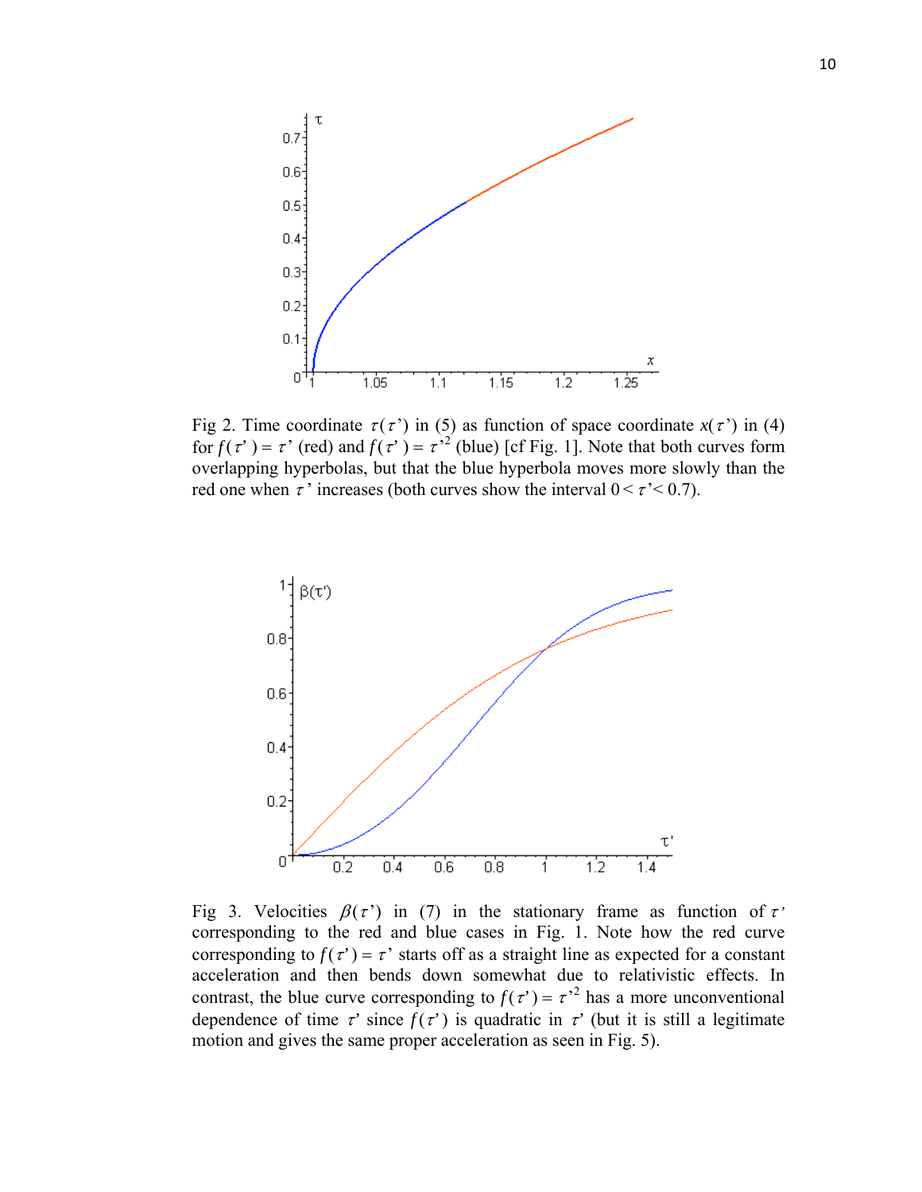Fig 2. Time coordinate $\tau(\tau')$ in (5) as function of space coordinate $x(\tau')$ in (4) for $f(\tau') = \tau'$ (red) and $f(\tau') = \tau'^2$ (blue) [cf Fig. 1]. Note that both curves form overlapping hyperbolas, but that the blue hyperbola moves more slowly than the red one when $\tau'$ increases (both curves show the interval $0 < \tau' < 0.7$).

Fig 3. Velocities $\beta(\tau')$ in (7) in the stationary frame as function of $\tau'$ corresponding to the red and blue cases in Fig. 1. Note how the red curve corresponding to $f(\tau') = \tau'$ starts off as a straight line as expected for a constant acceleration and then bends down somewhat due to relativistic effects. In contrast, the blue curve corresponding to $f(\tau') = \tau'^2$ has a more unconventional dependence of time $\tau'$ since $f(\tau')$ is quadratic in $\tau'$ (but it is still a legitimate motion and gives the same proper acceleration as seen in Fig. 5).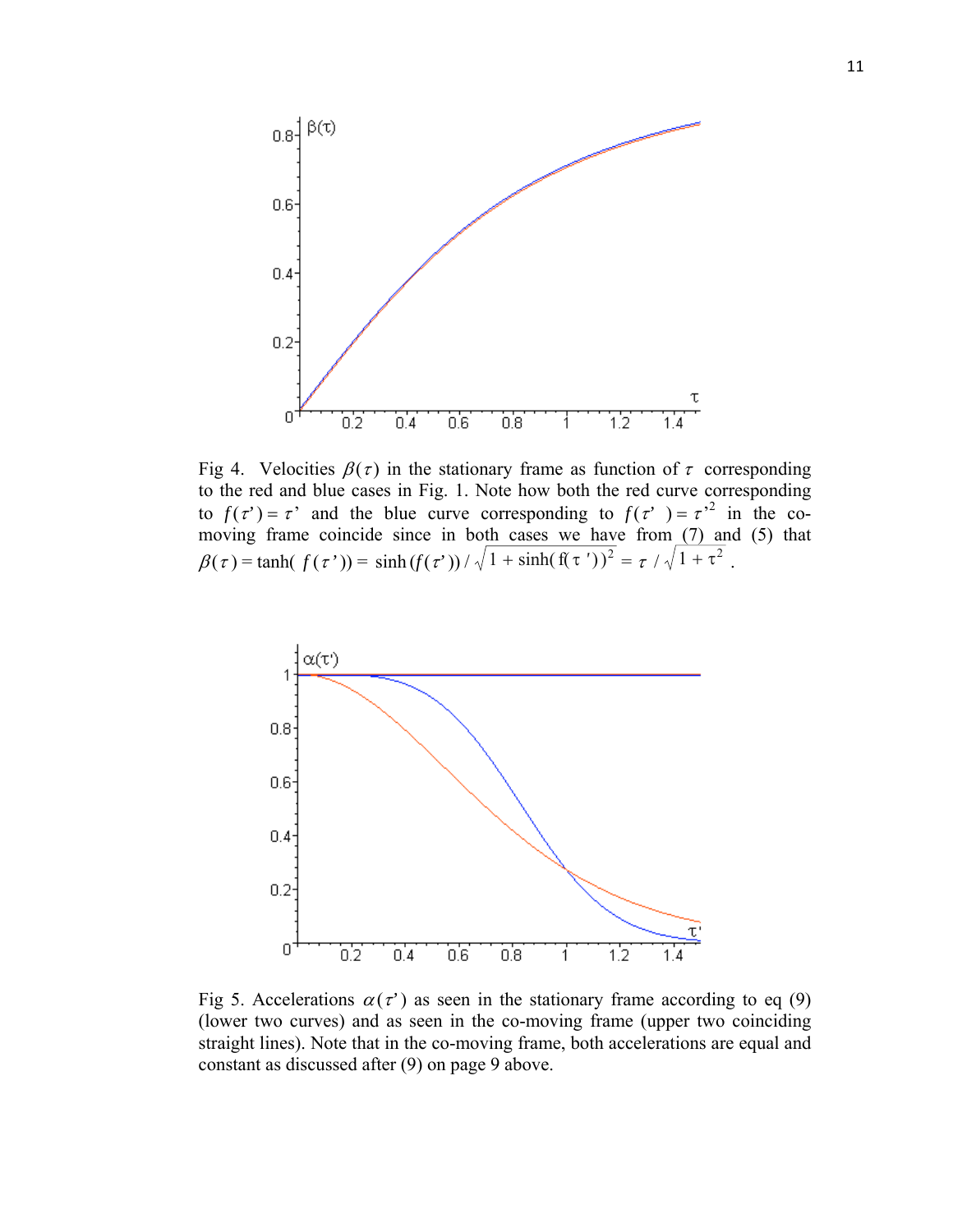Fig 4. Velocities $\beta(\tau)$ in the stationary frame as function of $\tau$ corresponding to the red and blue cases in Fig. 1. Note how both the red curve corresponding to $f(\tau') = \tau'$ and the blue curve corresponding to $f(\tau') = \tau'^2$ in the co-moving frame coincide since in both cases we have from (7) and (5) that $\beta(\tau) = \tanh(f(\tau')) = \sinh(f(\tau'))/\sqrt{1+\sinh(f(\tau'))^2} = \tau/\sqrt{1+\tau^2}$.

Fig 5. Accelerations $\alpha(\tau')$ as seen in the stationary frame according to eq (9) (lower two curves) and as seen in the co-moving frame (upper two coinciding straight lines). Note that in the co-moving frame, both accelerations are equal and constant as discussed after (9) on page 9 above.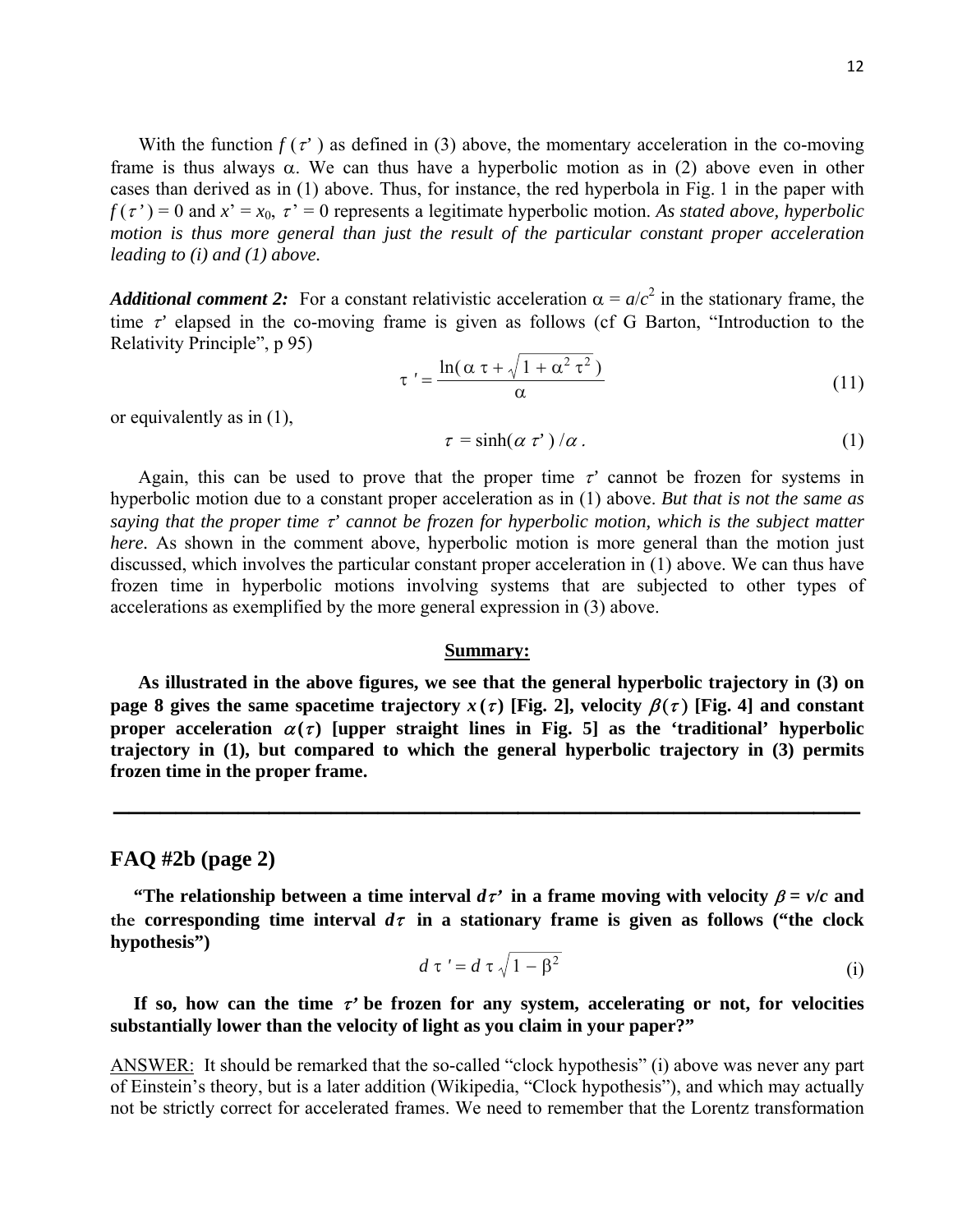With the function $f(\tau')$ as defined in (3) above, the momentary acceleration in the co-moving frame is thus always $\alpha$. We can thus have a hyperbolic motion as in (2) above even in other cases than derived as in (1) above. Thus, for instance, the red hyperbola in Fig. 1 in the paper with $f(\tau') = 0$ and $x' = x_0$, $\tau' = 0$ represents a legitimate hyperbolic motion. *As stated above, hyperbolic motion is thus more general than just the result of the particular constant proper acceleration leading to (i) and (1) above.*

***Additional comment 2:*** For a constant relativistic acceleration $\alpha = a/c^2$ in the stationary frame, the time $\tau'$ elapsed in the co-moving frame is given as follows (cf G Barton, "Introduction to the Relativity Principle", p 95)

$$\tau' = \frac{\ln(\alpha\,\tau + \sqrt{1 + \alpha^2\,\tau^2})}{\alpha} \tag{11}$$

or equivalently as in (1),

$$\tau = \sinh(\alpha\,\tau')\,/\alpha\,. \tag{1}$$

Again, this can be used to prove that the proper time $\tau'$ cannot be frozen for systems in hyperbolic motion due to a constant proper acceleration as in (1) above. *But that is not the same as saying that the proper time $\tau'$ cannot be frozen for hyperbolic motion, which is the subject matter here.* As shown in the comment above, hyperbolic motion is more general than the motion just discussed, which involves the particular constant proper acceleration in (1) above. We can thus have frozen time in hyperbolic motions involving systems that are subjected to other types of accelerations as exemplified by the more general expression in (3) above.

**Summary:**

**As illustrated in the above figures, we see that the general hyperbolic trajectory in (3) on page 8 gives the same spacetime trajectory $x(\tau)$ [Fig. 2], velocity $\beta(\tau)$ [Fig. 4] and constant proper acceleration $\alpha(\tau)$ [upper straight lines in Fig. 5] as the 'traditional' hyperbolic trajectory in (1), but compared to which the general hyperbolic trajectory in (3) permits frozen time in the proper frame.**

---

## FAQ #2b (page 2)

**"The relationship between a time interval $d\tau'$ in a frame moving with velocity $\beta = v/c$ and the corresponding time interval $d\tau$ in a stationary frame is given as follows ("the clock hypothesis")**

$$d\,\tau' = d\,\tau\,\sqrt{1 - \beta^2} \tag{i}$$

**If so, how can the time $\tau'$ be frozen for any system, accelerating or not, for velocities substantially lower than the velocity of light as you claim in your paper?"**

ANSWER: It should be remarked that the so-called "clock hypothesis" (i) above was never any part of Einstein's theory, but is a later addition (Wikipedia, "Clock hypothesis"), and which may actually not be strictly correct for accelerated frames. We need to remember that the Lorentz transformation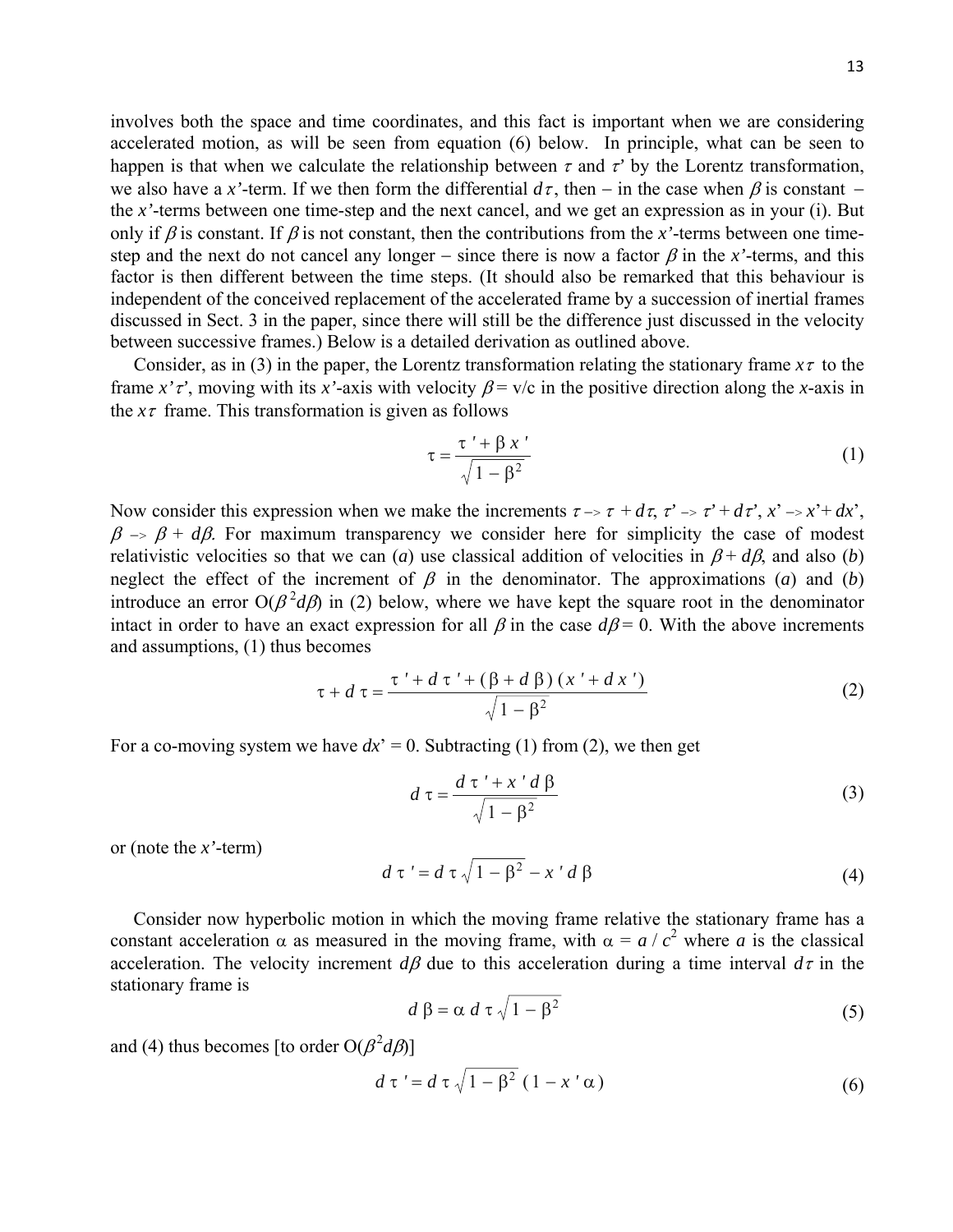involves both the space and time coordinates, and this fact is important when we are considering accelerated motion, as will be seen from equation (6) below. In principle, what can be seen to happen is that when we calculate the relationship between $\tau$ and $\tau'$ by the Lorentz transformation, we also have a $x'$-term. If we then form the differential $d\tau$, then – in the case when $\beta$ is constant – the $x'$-terms between one time-step and the next cancel, and we get an expression as in your (i). But only if $\beta$ is constant. If $\beta$ is not constant, then the contributions from the $x'$-terms between one time-step and the next do not cancel any longer – since there is now a factor $\beta$ in the $x'$-terms, and this factor is then different between the time steps. (It should also be remarked that this behaviour is independent of the conceived replacement of the accelerated frame by a succession of inertial frames discussed in Sect. 3 in the paper, since there will still be the difference just discussed in the velocity between successive frames.) Below is a detailed derivation as outlined above.

Consider, as in (3) in the paper, the Lorentz transformation relating the stationary frame $x\tau$ to the frame $x'\tau'$, moving with its $x'$-axis with velocity $\beta = v/c$ in the positive direction along the $x$-axis in the $x\tau$ frame. This transformation is given as follows

$$\tau = \frac{\tau' + \beta x'}{\sqrt{1-\beta^2}} \tag{1}$$

Now consider this expression when we make the increments $\tau \to \tau + d\tau$, $\tau' \to \tau' + d\tau'$, $x' \to x' + dx'$, $\beta \to \beta + d\beta$. For maximum transparency we consider here for simplicity the case of modest relativistic velocities so that we can (*a*) use classical addition of velocities in $\beta + d\beta$, and also (*b*) neglect the effect of the increment of $\beta$ in the denominator. The approximations (*a*) and (*b*) introduce an error $O(\beta^2 d\beta)$ in (2) below, where we have kept the square root in the denominator intact in order to have an exact expression for all $\beta$ in the case $d\beta = 0$. With the above increments and assumptions, (1) thus becomes

$$\tau + d\tau = \frac{\tau' + d\tau' + (\beta + d\beta)(x' + dx')}{\sqrt{1-\beta^2}} \tag{2}$$

For a co-moving system we have $dx' = 0$. Subtracting (1) from (2), we then get

$$d\tau = \frac{d\tau' + x' d\beta}{\sqrt{1-\beta^2}} \tag{3}$$

or (note the $x'$-term)

$$d\tau' = d\tau\sqrt{1-\beta^2} - x' d\beta \tag{4}$$

Consider now hyperbolic motion in which the moving frame relative the stationary frame has a constant acceleration $\alpha$ as measured in the moving frame, with $\alpha = a/c^2$ where $a$ is the classical acceleration. The velocity increment $d\beta$ due to this acceleration during a time interval $d\tau$ in the stationary frame is

$$d\beta = \alpha\, d\tau\sqrt{1-\beta^2} \tag{5}$$

and (4) thus becomes [to order $O(\beta^2 d\beta)$]

$$d\tau' = d\tau\sqrt{1-\beta^2}\,(1 - x'\alpha) \tag{6}$$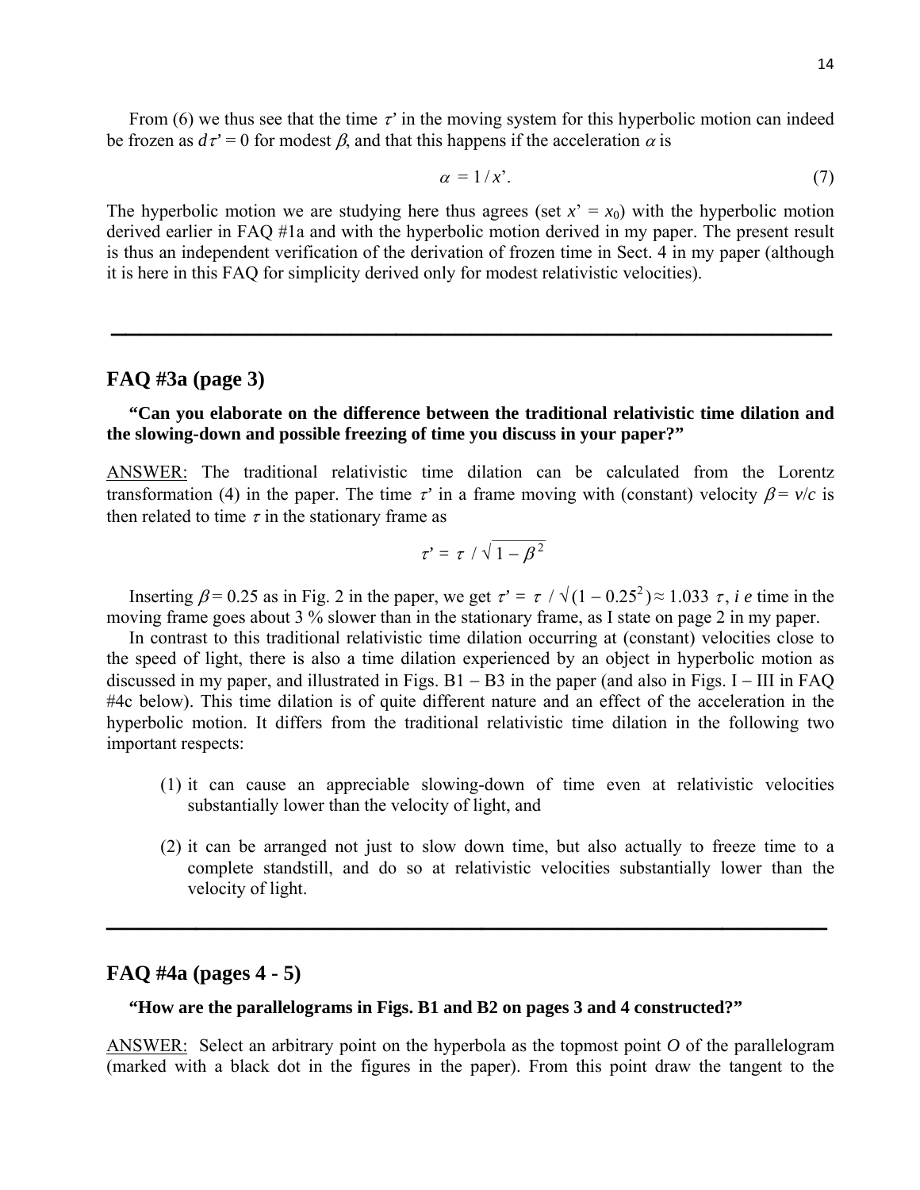From (6) we thus see that the time $\tau'$ in the moving system for this hyperbolic motion can indeed be frozen as $d\tau' = 0$ for modest $\beta$, and that this happens if the acceleration $\alpha$ is

$$\alpha = 1 / x'. \tag{7}$$

The hyperbolic motion we are studying here thus agrees (set $x' = x_0$) with the hyperbolic motion derived earlier in FAQ #1a and with the hyperbolic motion derived in my paper. The present result is thus an independent verification of the derivation of frozen time in Sect. 4 in my paper (although it is here in this FAQ for simplicity derived only for modest relativistic velocities).

---

## FAQ #3a (page 3)

**"Can you elaborate on the difference between the traditional relativistic time dilation and the slowing-down and possible freezing of time you discuss in your paper?"**

ANSWER: The traditional relativistic time dilation can be calculated from the Lorentz transformation (4) in the paper. The time $\tau'$ in a frame moving with (constant) velocity $\beta = v/c$ is then related to time $\tau$ in the stationary frame as

$$\tau' = \tau / \sqrt{1 - \beta^2}$$

Inserting $\beta = 0.25$ as in Fig. 2 in the paper, we get $\tau' = \tau / \sqrt{(1 - 0.25^2)} \approx 1.033\ \tau$, *i e* time in the moving frame goes about 3 % slower than in the stationary frame, as I state on page 2 in my paper.

In contrast to this traditional relativistic time dilation occurring at (constant) velocities close to the speed of light, there is also a time dilation experienced by an object in hyperbolic motion as discussed in my paper, and illustrated in Figs. B1 – B3 in the paper (and also in Figs. I – III in FAQ #4c below). This time dilation is of quite different nature and an effect of the acceleration in the hyperbolic motion. It differs from the traditional relativistic time dilation in the following two important respects:

(1) it can cause an appreciable slowing-down of time even at relativistic velocities substantially lower than the velocity of light, and

(2) it can be arranged not just to slow down time, but also actually to freeze time to a complete standstill, and do so at relativistic velocities substantially lower than the velocity of light.

---

## FAQ #4a (pages 4 - 5)

**"How are the parallelograms in Figs. B1 and B2 on pages 3 and 4 constructed?"**

ANSWER: Select an arbitrary point on the hyperbola as the topmost point *O* of the parallelogram (marked with a black dot in the figures in the paper). From this point draw the tangent to the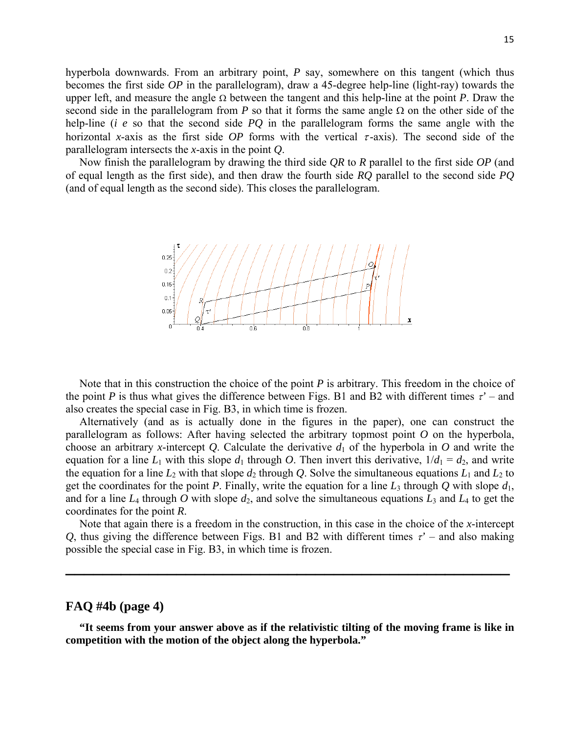hyperbola downwards. From an arbitrary point, $P$ say, somewhere on this tangent (which thus becomes the first side $OP$ in the parallelogram), draw a 45-degree help-line (light-ray) towards the upper left, and measure the angle $\Omega$ between the tangent and this help-line at the point $P$. Draw the second side in the parallelogram from $P$ so that it forms the same angle $\Omega$ on the other side of the help-line (*i e* so that the second side $PQ$ in the parallelogram forms the same angle with the horizontal $x$-axis as the first side $OP$ forms with the vertical $\tau$-axis). The second side of the parallelogram intersects the $x$-axis in the point $Q$.

Now finish the parallelogram by drawing the third side $QR$ to $R$ parallel to the first side $OP$ (and of equal length as the first side), and then draw the fourth side $RQ$ parallel to the second side $PQ$ (and of equal length as the second side). This closes the parallelogram.

Note that in this construction the choice of the point $P$ is arbitrary. This freedom in the choice of the point $P$ is thus what gives the difference between Figs. B1 and B2 with different times $\tau'$ – and also creates the special case in Fig. B3, in which time is frozen.

Alternatively (and as is actually done in the figures in the paper), one can construct the parallelogram as follows: After having selected the arbitrary topmost point $O$ on the hyperbola, choose an arbitrary $x$-intercept $Q$. Calculate the derivative $d_1$ of the hyperbola in $O$ and write the equation for a line $L_1$ with this slope $d_1$ through $O$. Then invert this derivative, $1/d_1 = d_2$, and write the equation for a line $L_2$ with that slope $d_2$ through $Q$. Solve the simultaneous equations $L_1$ and $L_2$ to get the coordinates for the point $P$. Finally, write the equation for a line $L_3$ through $Q$ with slope $d_1$, and for a line $L_4$ through $O$ with slope $d_2$, and solve the simultaneous equations $L_3$ and $L_4$ to get the coordinates for the point $R$.

Note that again there is a freedom in the construction, in this case in the choice of the $x$-intercept $Q$, thus giving the difference between Figs. B1 and B2 with different times $\tau'$ – and also making possible the special case in Fig. B3, in which time is frozen.

---

## FAQ #4b (page 4)

**"It seems from your answer above as if the relativistic tilting of the moving frame is like in competition with the motion of the object along the hyperbola."**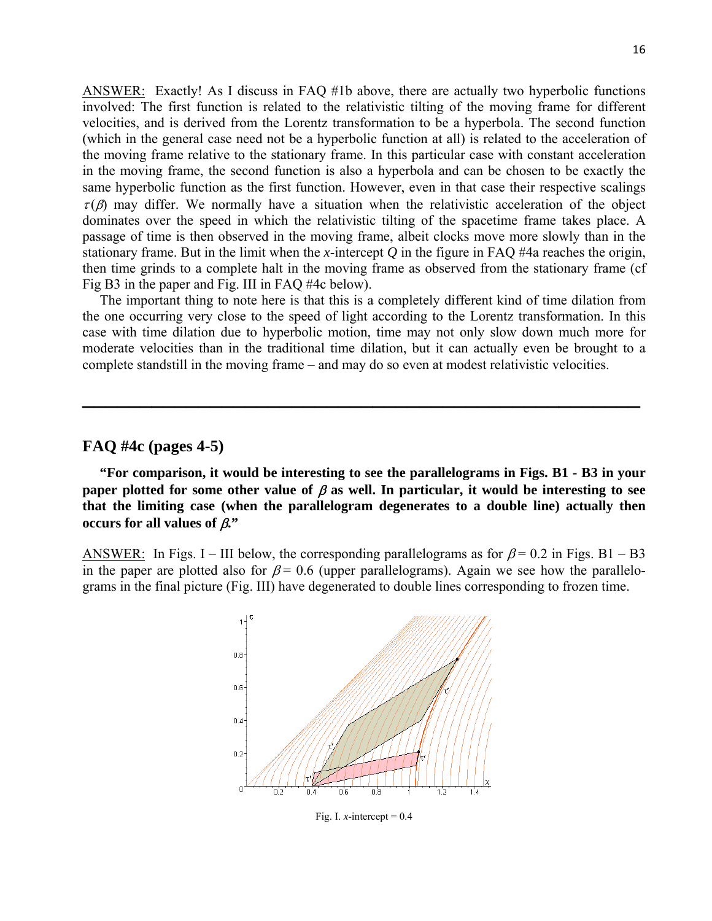ANSWER: Exactly! As I discuss in FAQ #1b above, there are actually two hyperbolic functions involved: The first function is related to the relativistic tilting of the moving frame for different velocities, and is derived from the Lorentz transformation to be a hyperbola. The second function (which in the general case need not be a hyperbolic function at all) is related to the acceleration of the moving frame relative to the stationary frame. In this particular case with constant acceleration in the moving frame, the second function is also a hyperbola and can be chosen to be exactly the same hyperbolic function as the first function. However, even in that case their respective scalings $\tau(\beta)$ may differ. We normally have a situation when the relativistic acceleration of the object dominates over the speed in which the relativistic tilting of the spacetime frame takes place. A passage of time is then observed in the moving frame, albeit clocks move more slowly than in the stationary frame. But in the limit when the $x$-intercept $Q$ in the figure in FAQ #4a reaches the origin, then time grinds to a complete halt in the moving frame as observed from the stationary frame (cf Fig B3 in the paper and Fig. III in FAQ #4c below).

The important thing to note here is that this is a completely different kind of time dilation from the one occurring very close to the speed of light according to the Lorentz transformation. In this case with time dilation due to hyperbolic motion, time may not only slow down much more for moderate velocities than in the traditional time dilation, but it can actually even be brought to a complete standstill in the moving frame – and may do so even at modest relativistic velocities.

---

## FAQ #4c (pages 4-5)

**"For comparison, it would be interesting to see the parallelograms in Figs. B1 - B3 in your paper plotted for some other value of $\beta$ as well. In particular, it would be interesting to see that the limiting case (when the parallelogram degenerates to a double line) actually then occurs for all values of $\beta$."**

ANSWER: In Figs. I – III below, the corresponding parallelograms as for $\beta = 0.2$ in Figs. B1 – B3 in the paper are plotted also for $\beta = 0.6$ (upper parallelograms). Again we see how the parallelograms in the final picture (Fig. III) have degenerated to double lines corresponding to frozen time.

Fig. I. $x$-intercept = 0.4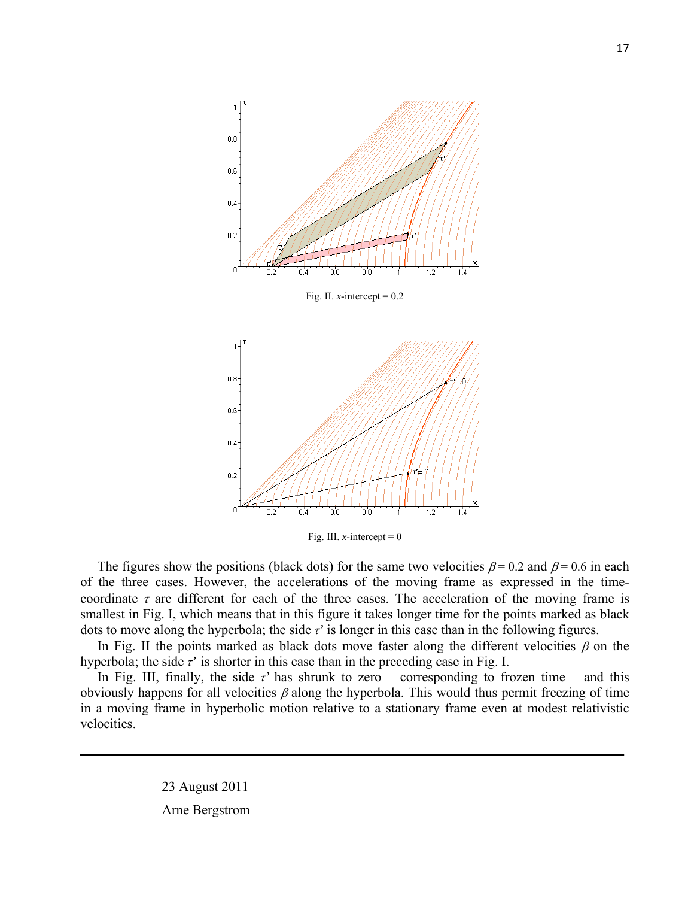1
0.8
0.6
0.4
0.2
0
τ
x
0.2
0.4
0.6
0.8
1
1.2
1.4
τ'
τ'
τ'
τ'

Fig. II. $x$-intercept = 0.2

1
0.8
0.6
0.4
0.2
0
τ
x
0.2
0.4
0.6
0.8
1
1.2
1.4
τ'= 0
τ'= 0

Fig. III. $x$-intercept = 0

The figures show the positions (black dots) for the same two velocities $\beta = 0.2$ and $\beta = 0.6$ in each of the three cases. However, the accelerations of the moving frame as expressed in the time-coordinate $\tau$ are different for each of the three cases. The acceleration of the moving frame is smallest in Fig. I, which means that in this figure it takes longer time for the points marked as black dots to move along the hyperbola; the side $\tau$' is longer in this case than in the following figures.

In Fig. II the points marked as black dots move faster along the different velocities $\beta$ on the hyperbola; the side $\tau$' is shorter in this case than in the preceding case in Fig. I.

In Fig. III, finally, the side $\tau$' has shrunk to zero – corresponding to frozen time – and this obviously happens for all velocities $\beta$ along the hyperbola. This would thus permit freezing of time in a moving frame in hyperbolic motion relative to a stationary frame even at modest relativistic velocities.

---

23 August 2011

Arne Bergstrom